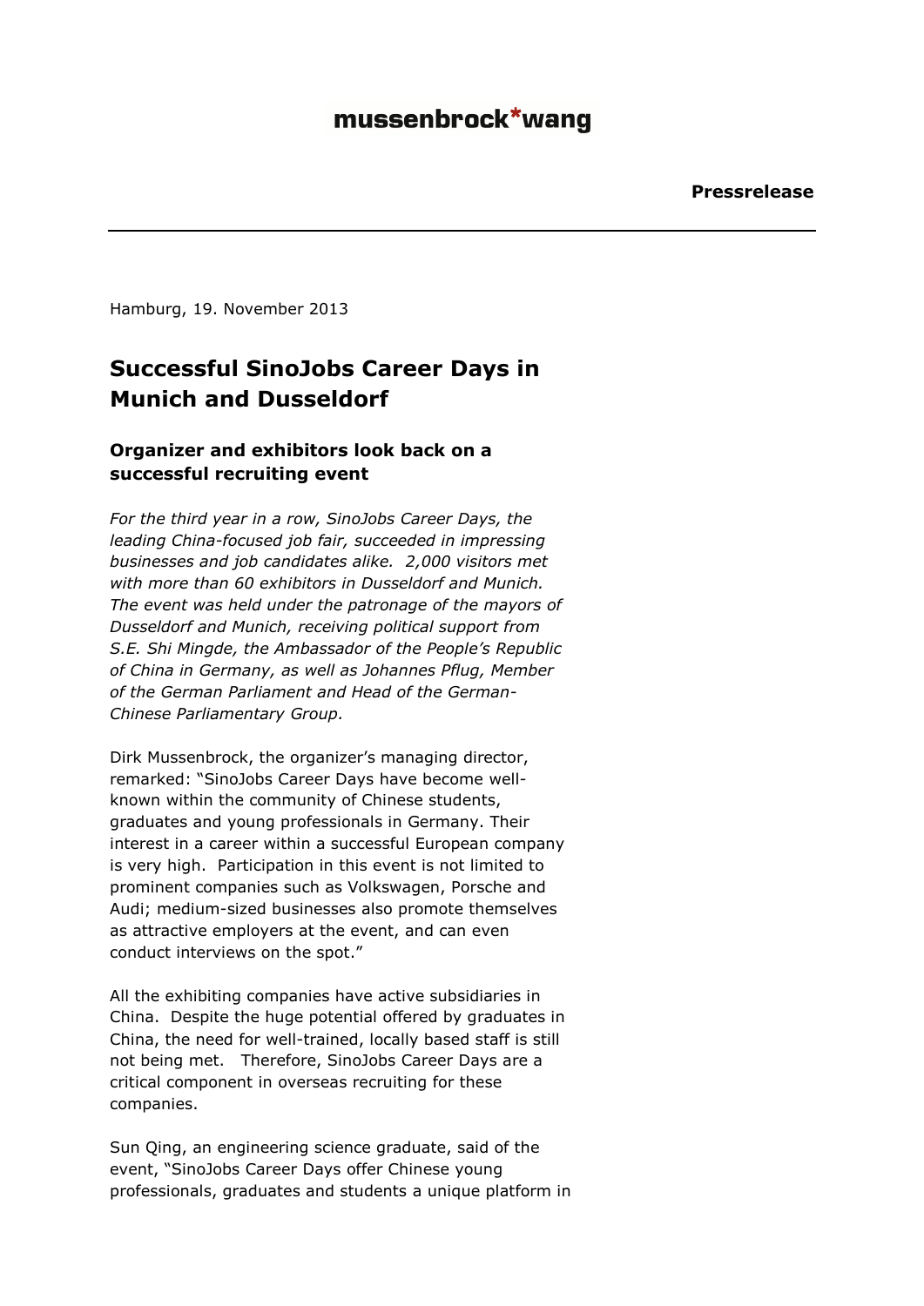**mussenbrock*wang**

**Pressrelease**

---

Hamburg, 19. November 2013

# Successful SinoJobs Career Days in Munich and Dusseldorf

### Organizer and exhibitors look back on a successful recruiting event

*For the third year in a row, SinoJobs Career Days, the leading China-focused job fair, succeeded in impressing businesses and job candidates alike. 2,000 visitors met with more than 60 exhibitors in Dusseldorf and Munich. The event was held under the patronage of the mayors of Dusseldorf and Munich, receiving political support from S.E. Shi Mingde, the Ambassador of the People's Republic of China in Germany, as well as Johannes Pflug, Member of the German Parliament and Head of the German-Chinese Parliamentary Group.*

Dirk Mussenbrock, the organizer's managing director, remarked: "SinoJobs Career Days have become well-known within the community of Chinese students, graduates and young professionals in Germany. Their interest in a career within a successful European company is very high. Participation in this event is not limited to prominent companies such as Volkswagen, Porsche and Audi; medium-sized businesses also promote themselves as attractive employers at the event, and can even conduct interviews on the spot."

All the exhibiting companies have active subsidiaries in China. Despite the huge potential offered by graduates in China, the need for well-trained, locally based staff is still not being met. Therefore, SinoJobs Career Days are a critical component in overseas recruiting for these companies.

Sun Qing, an engineering science graduate, said of the event, "SinoJobs Career Days offer Chinese young professionals, graduates and students a unique platform in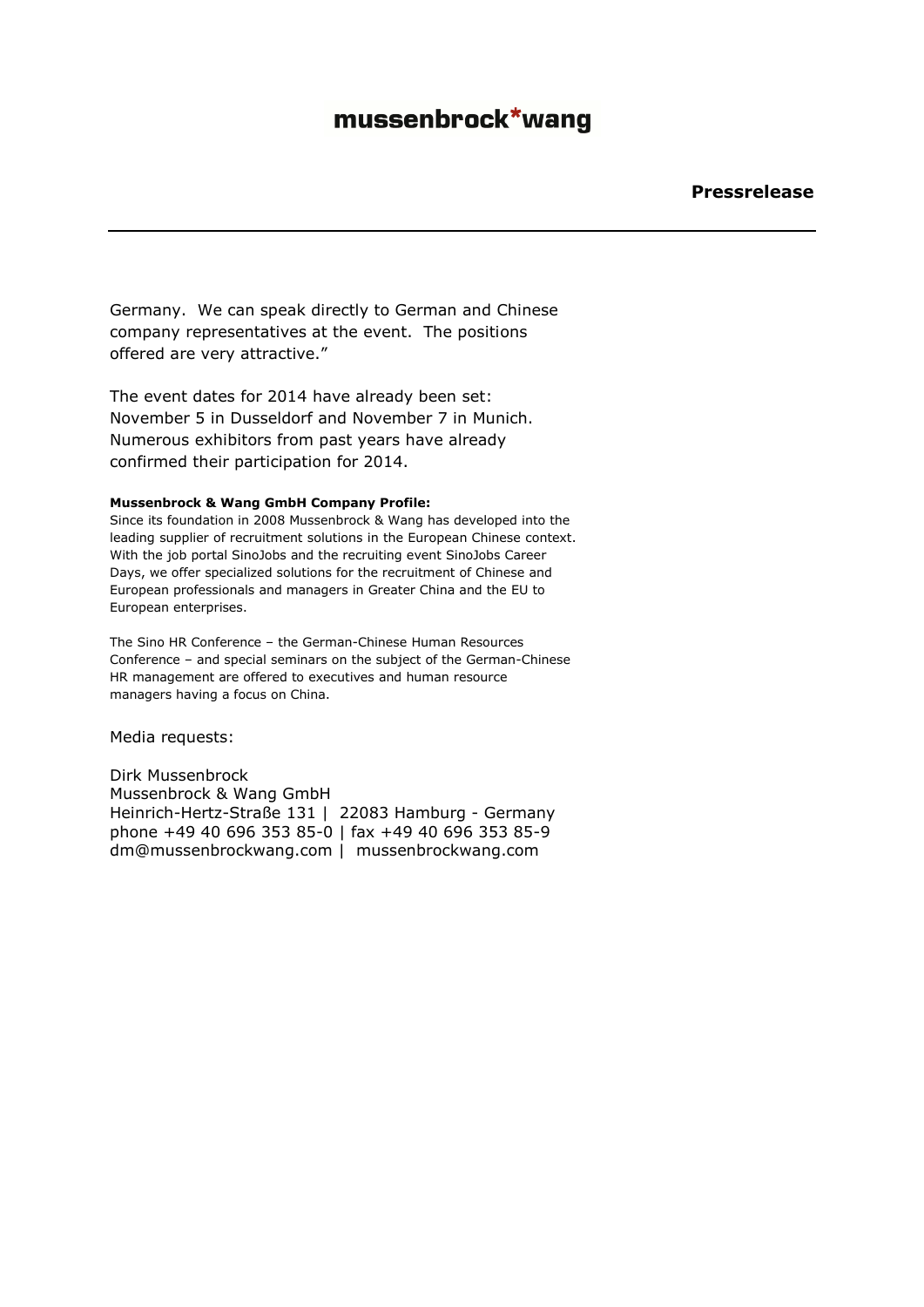Germany. We can speak directly to German and Chinese company representatives at the event. The positions offered are very attractive."

The event dates for 2014 have already been set: November 5 in Dusseldorf and November 7 in Munich. Numerous exhibitors from past years have already confirmed their participation for 2014.

**Mussenbrock & Wang GmbH Company Profile:**

Since its foundation in 2008 Mussenbrock & Wang has developed into the leading supplier of recruitment solutions in the European Chinese context. With the job portal SinoJobs and the recruiting event SinoJobs Career Days, we offer specialized solutions for the recruitment of Chinese and European professionals and managers in Greater China and the EU to European enterprises.

The Sino HR Conference – the German-Chinese Human Resources Conference – and special seminars on the subject of the German-Chinese HR management are offered to executives and human resource managers having a focus on China.

Media requests:

Dirk Mussenbrock
Mussenbrock & Wang GmbH
Heinrich-Hertz-Straße 131 | 22083 Hamburg - Germany
phone +49 40 696 353 85-0 | fax +49 40 696 353 85-9
dm@mussenbrockwang.com | mussenbrockwang.com